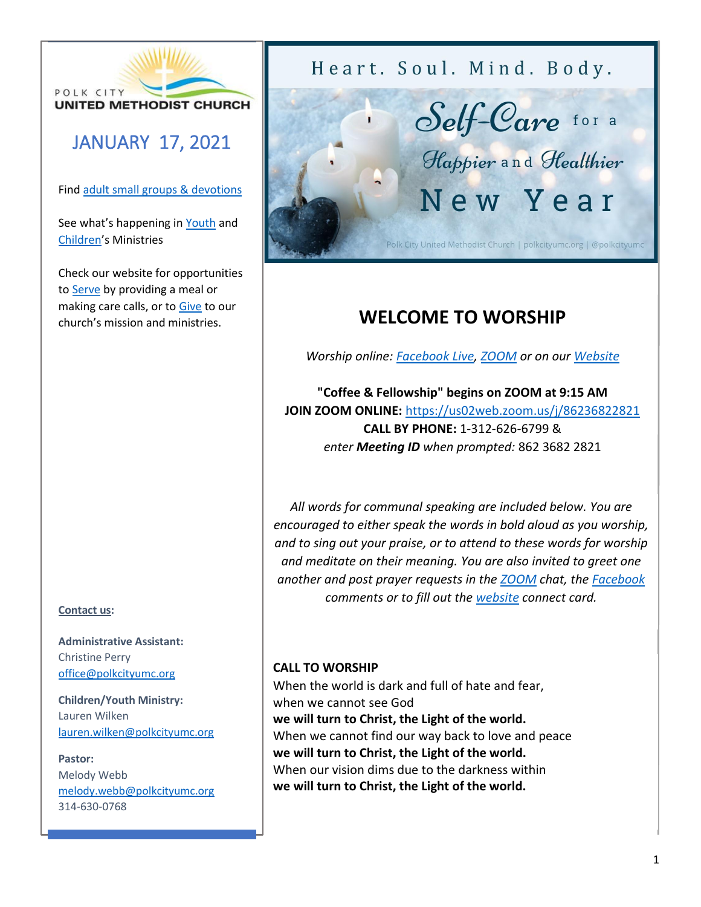POLK CITY
UNITED METHODIST CHURCH

## JANUARY 17, 2021

Find adult small groups & devotions

See what's happening in Youth and Children's Ministries

Check our website for opportunities to Serve by providing a meal or making care calls, or to Give to our church's mission and ministries.

**Contact us:**

**Administrative Assistant:**
Christine Perry
office@polkcityumc.org

**Children/Youth Ministry:**
Lauren Wilken
lauren.wilken@polkcityumc.org

**Pastor:**
Melody Webb
melody.webb@polkcityumc.org
314-630-0768

Heart. Soul. Mind. Body.

Self-Care for a Happier and Healthier New Year

Polk City United Methodist Church | polkcityumc.org | @polkcityumc

# WELCOME TO WORSHIP

*Worship online: Facebook Live, ZOOM or on our Website*

**"Coffee & Fellowship" begins on ZOOM at 9:15 AM**
**JOIN ZOOM ONLINE:** https://us02web.zoom.us/j/86236822821
**CALL BY PHONE:** 1-312-626-6799 &
*enter **Meeting ID** when prompted:* 862 3682 2821

*All words for communal speaking are included below. You are encouraged to either speak the words in bold aloud as you worship, and to sing out your praise, or to attend to these words for worship and meditate on their meaning. You are also invited to greet one another and post prayer requests in the ZOOM chat, the Facebook comments or to fill out the website connect card.*

**CALL TO WORSHIP**
When the world is dark and full of hate and fear,
when we cannot see God
**we will turn to Christ, the Light of the world.**
When we cannot find our way back to love and peace
**we will turn to Christ, the Light of the world.**
When our vision dims due to the darkness within
**we will turn to Christ, the Light of the world.**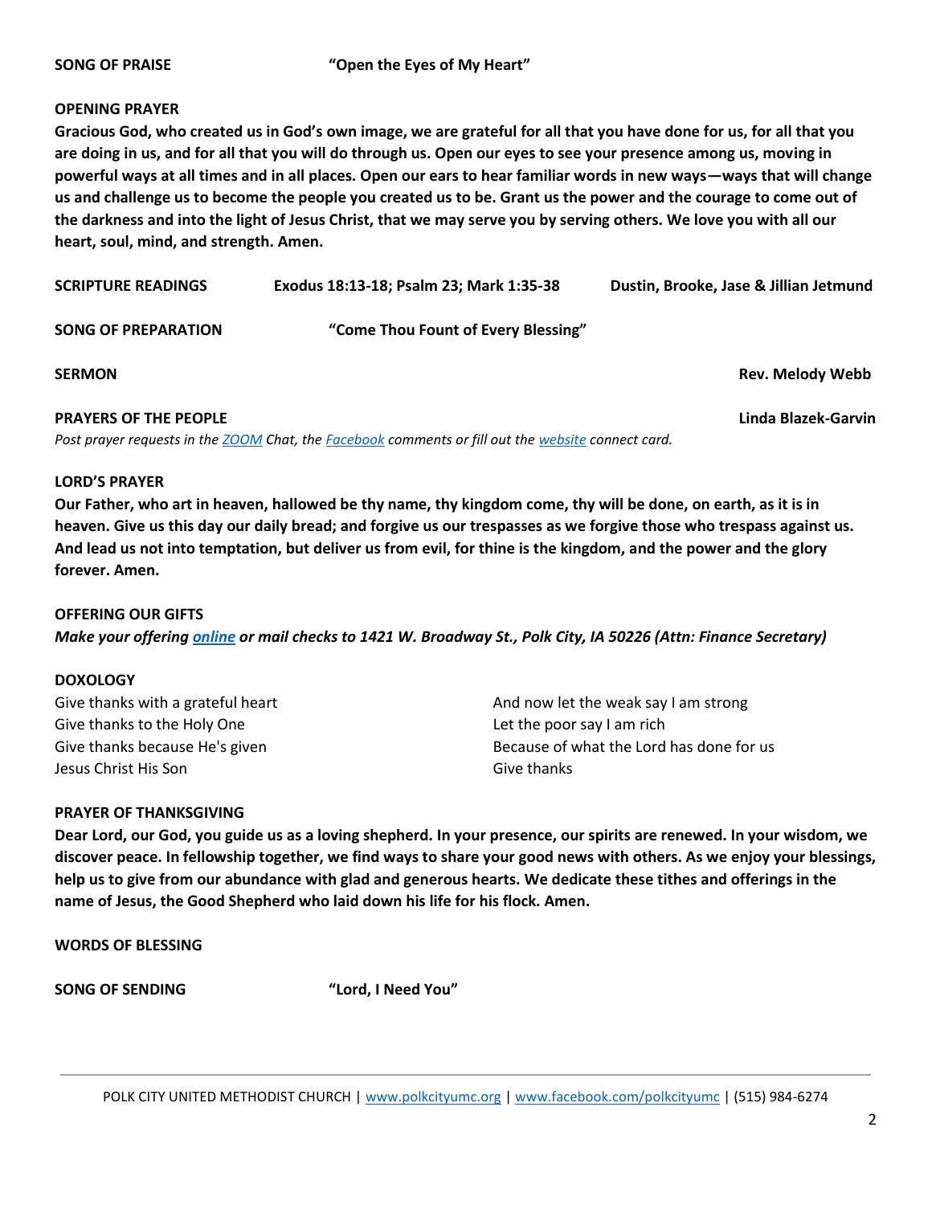**SONG OF PRAISE** **"Open the Eyes of My Heart"**

**OPENING PRAYER**

**Gracious God, who created us in God's own image, we are grateful for all that you have done for us, for all that you are doing in us, and for all that you will do through us. Open our eyes to see your presence among us, moving in powerful ways at all times and in all places. Open our ears to hear familiar words in new ways—ways that will change us and challenge us to become the people you created us to be. Grant us the power and the courage to come out of the darkness and into the light of Jesus Christ, that we may serve you by serving others. We love you with all our heart, soul, mind, and strength. Amen.**

**SCRIPTURE READINGS** **Exodus 18:13-18; Psalm 23; Mark 1:35-38** **Dustin, Brooke, Jase & Jillian Jetmund**

**SONG OF PREPARATION** **"Come Thou Fount of Every Blessing"**

**SERMON** **Rev. Melody Webb**

**PRAYERS OF THE PEOPLE** **Linda Blazek-Garvin**

*Post prayer requests in the ZOOM Chat, the Facebook comments or fill out the website connect card.*

**LORD'S PRAYER**

**Our Father, who art in heaven, hallowed be thy name, thy kingdom come, thy will be done, on earth, as it is in heaven. Give us this day our daily bread; and forgive us our trespasses as we forgive those who trespass against us. And lead us not into temptation, but deliver us from evil, for thine is the kingdom, and the power and the glory forever. Amen.**

**OFFERING OUR GIFTS**

***Make your offering online or mail checks to 1421 W. Broadway St., Polk City, IA 50226 (Attn: Finance Secretary)***

**DOXOLOGY**

Give thanks with a grateful heart
Give thanks to the Holy One
Give thanks because He's given
Jesus Christ His Son

And now let the weak say I am strong
Let the poor say I am rich
Because of what the Lord has done for us
Give thanks

**PRAYER OF THANKSGIVING**

**Dear Lord, our God, you guide us as a loving shepherd. In your presence, our spirits are renewed. In your wisdom, we discover peace. In fellowship together, we find ways to share your good news with others. As we enjoy your blessings, help us to give from our abundance with glad and generous hearts. We dedicate these tithes and offerings in the name of Jesus, the Good Shepherd who laid down his life for his flock. Amen.**

**WORDS OF BLESSING**

**SONG OF SENDING** **"Lord, I Need You"**